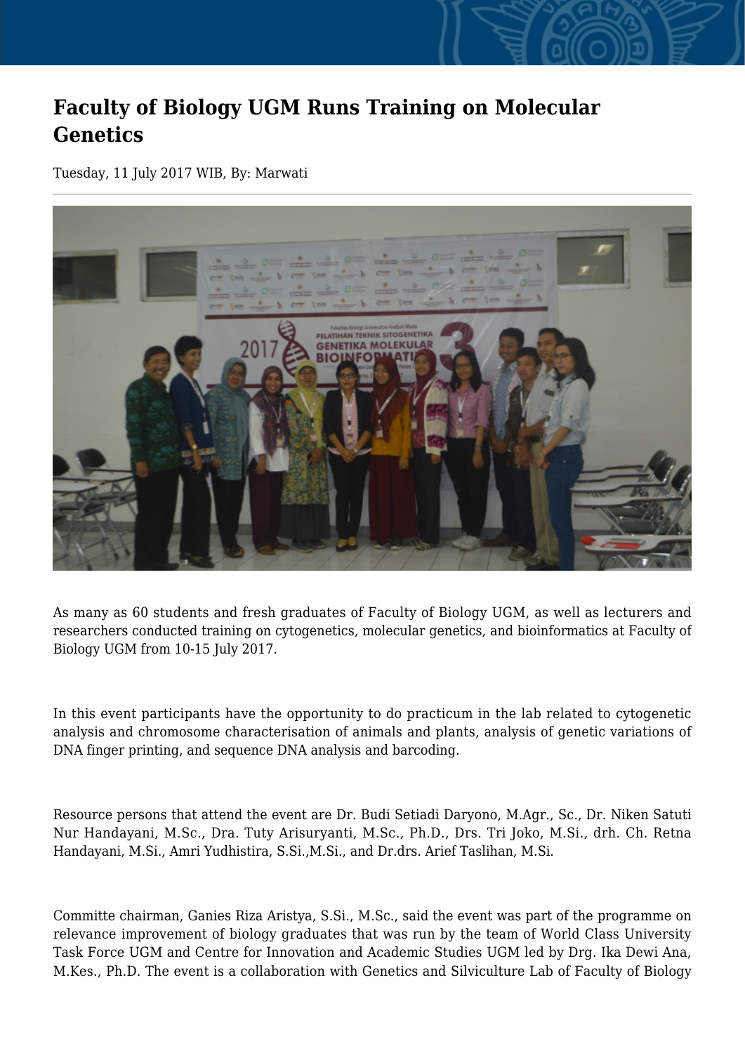# Faculty of Biology UGM Runs Training on Molecular Genetics

Tuesday, 11 July 2017 WIB, By: Marwati

As many as 60 students and fresh graduates of Faculty of Biology UGM, as well as lecturers and researchers conducted training on cytogenetics, molecular genetics, and bioinformatics at Faculty of Biology UGM from 10-15 July 2017.

In this event participants have the opportunity to do practicum in the lab related to cytogenetic analysis and chromosome characterisation of animals and plants, analysis of genetic variations of DNA finger printing, and sequence DNA analysis and barcoding.

Resource persons that attend the event are Dr. Budi Setiadi Daryono, M.Agr., Sc., Dr. Niken Satuti Nur Handayani, M.Sc., Dra. Tuty Arisuryanti, M.Sc., Ph.D., Drs. Tri Joko, M.Si., drh. Ch. Retna Handayani, M.Si., Amri Yudhistira, S.Si.,M.Si., and Dr.drs. Arief Taslihan, M.Si.

Committe chairman, Ganies Riza Aristya, S.Si., M.Sc., said the event was part of the programme on relevance improvement of biology graduates that was run by the team of World Class University Task Force UGM and Centre for Innovation and Academic Studies UGM led by Drg. Ika Dewi Ana, M.Kes., Ph.D. The event is a collaboration with Genetics and Silviculture Lab of Faculty of Biology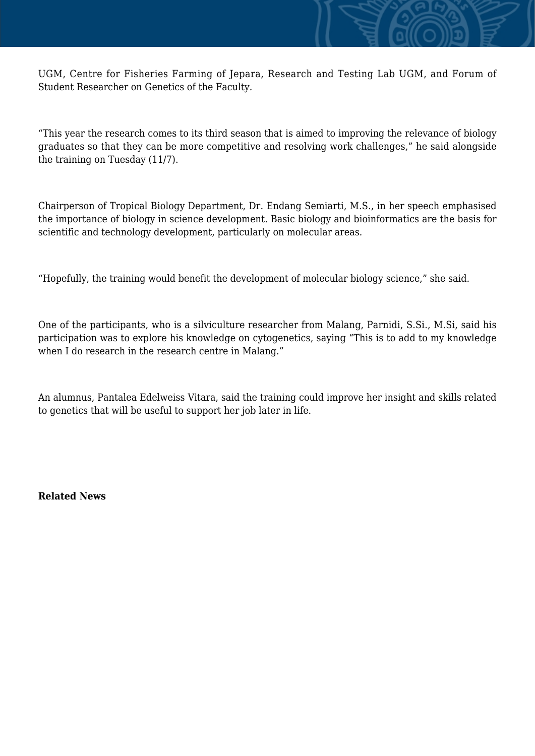UGM, Centre for Fisheries Farming of Jepara, Research and Testing Lab UGM, and Forum of Student Researcher on Genetics of the Faculty.

"This year the research comes to its third season that is aimed to improving the relevance of biology graduates so that they can be more competitive and resolving work challenges," he said alongside the training on Tuesday (11/7).

Chairperson of Tropical Biology Department, Dr. Endang Semiarti, M.S., in her speech emphasised the importance of biology in science development. Basic biology and bioinformatics are the basis for scientific and technology development, particularly on molecular areas.

"Hopefully, the training would benefit the development of molecular biology science," she said.

One of the participants, who is a silviculture researcher from Malang, Parnidi, S.Si., M.Si, said his participation was to explore his knowledge on cytogenetics, saying "This is to add to my knowledge when I do research in the research centre in Malang."

An alumnus, Pantalea Edelweiss Vitara, said the training could improve her insight and skills related to genetics that will be useful to support her job later in life.

**Related News**